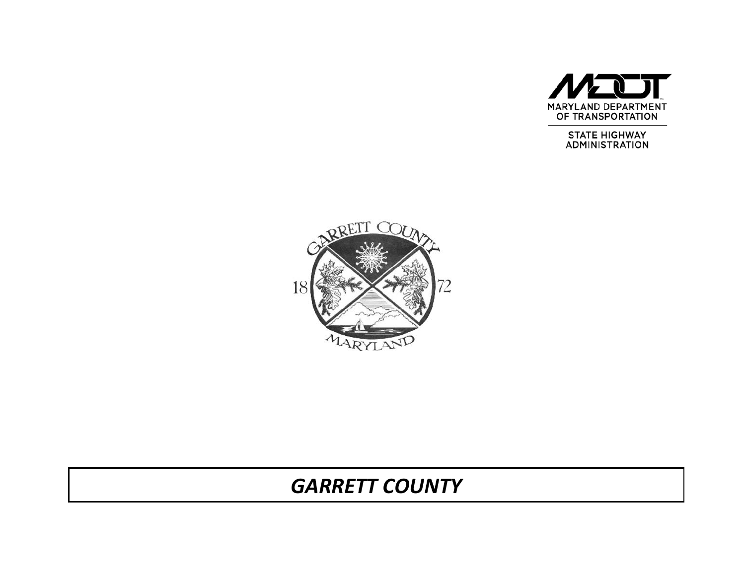MARYLAND DEPARTMENT OF TRANSPORTATION

STATE HIGHWAY ADMINISTRATION

# *GARRETT COUNTY*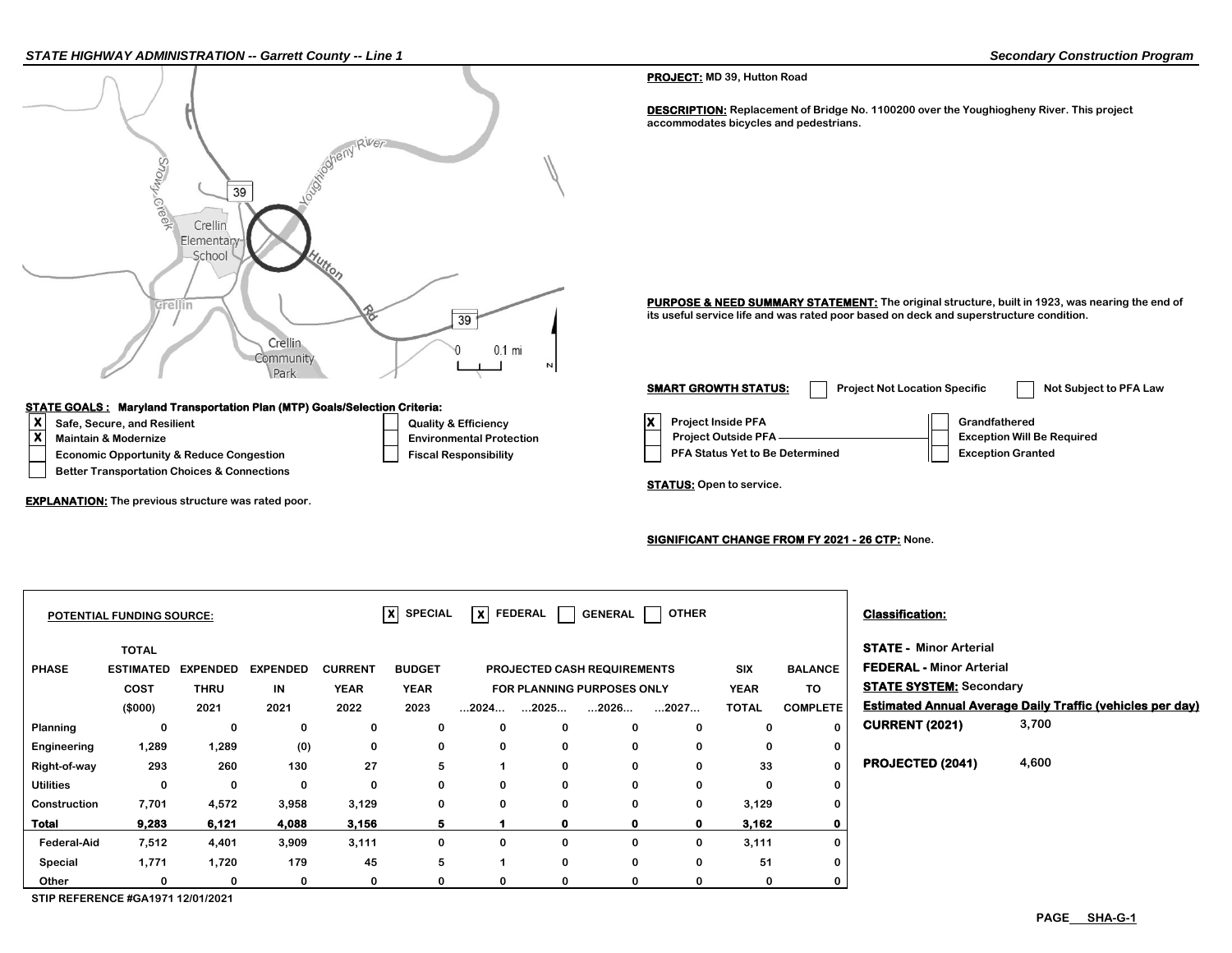**PROJECT:** MD 39, Hutton Road

**DESCRIPTION:** Replacement of Bridge No. 1100200 over the Youghiogheny River. This project accommodates bicycles and pedestrians.

**PURPOSE & NEED SUMMARY STATEMENT:** The original structure, built in 1923, was nearing the end of its useful service life and was rated poor based on deck and superstructure condition.

**SMART GROWTH STATUS:** [ ] Project Not Location Specific [ ] Not Subject to PFA Law

- [X] Project Inside PFA
- [ ] Project Outside PFA
- [ ] PFA Status Yet to Be Determined
- [ ] Grandfathered
- [ ] Exception Will Be Required
- [ ] Exception Granted

**STATE GOALS : Maryland Transportation Plan (MTP) Goals/Selection Criteria:**

- [X] Safe, Secure, and Resilient
- [X] Maintain & Modernize
- [ ] Economic Opportunity & Reduce Congestion
- [ ] Better Transportation Choices & Connections
- [ ] Quality & Efficiency
- [ ] Environmental Protection
- [ ] Fiscal Responsibility

**EXPLANATION:** The previous structure was rated poor.

**STATUS:** Open to service.

**SIGNIFICANT CHANGE FROM FY 2021 - 26 CTP:** None.

**POTENTIAL FUNDING SOURCE:** [X] SPECIAL [X] FEDERAL [ ] GENERAL [ ] OTHER

| PHASE | TOTAL ESTIMATED COST ($000) | EXPENDED THRU 2021 | EXPENDED IN 2021 | CURRENT YEAR 2022 | BUDGET YEAR 2023 | ...2024... | ...2025... | ...2026... | ...2027... | SIX YEAR TOTAL | BALANCE TO COMPLETE |
|---|---|---|---|---|---|---|---|---|---|---|---|
| Planning | 0 | 0 | 0 | 0 | 0 | 0 | 0 | 0 | 0 | 0 | 0 |
| Engineering | 1,289 | 1,289 | (0) | 0 | 0 | 0 | 0 | 0 | 0 | 0 | 0 |
| Right-of-way | 293 | 260 | 130 | 27 | 5 | 1 | 0 | 0 | 0 | 33 | 0 |
| Utilities | 0 | 0 | 0 | 0 | 0 | 0 | 0 | 0 | 0 | 0 | 0 |
| Construction | 7,701 | 4,572 | 3,958 | 3,129 | 0 | 0 | 0 | 0 | 0 | 3,129 | 0 |
| **Total** | **9,283** | **6,121** | **4,088** | **3,156** | **5** | **1** | **0** | **0** | **0** | **3,162** | **0** |
| Federal-Aid | 7,512 | 4,401 | 3,909 | 3,111 | 0 | 0 | 0 | 0 | 0 | 3,111 | 0 |
| Special | 1,771 | 1,720 | 179 | 45 | 5 | 1 | 0 | 0 | 0 | 51 | 0 |
| Other | 0 | 0 | 0 | 0 | 0 | 0 | 0 | 0 | 0 | 0 | 0 |

Projected cash requirements (2024–2027) are for planning purposes only.

STIP REFERENCE #GA1971 12/01/2021

**Classification:**

**STATE -** Minor Arterial
**FEDERAL -** Minor Arterial
**STATE SYSTEM:** Secondary

**Estimated Annual Average Daily Traffic (vehicles per day)**

**CURRENT (2021)** 3,700

**PROJECTED (2041)** 4,600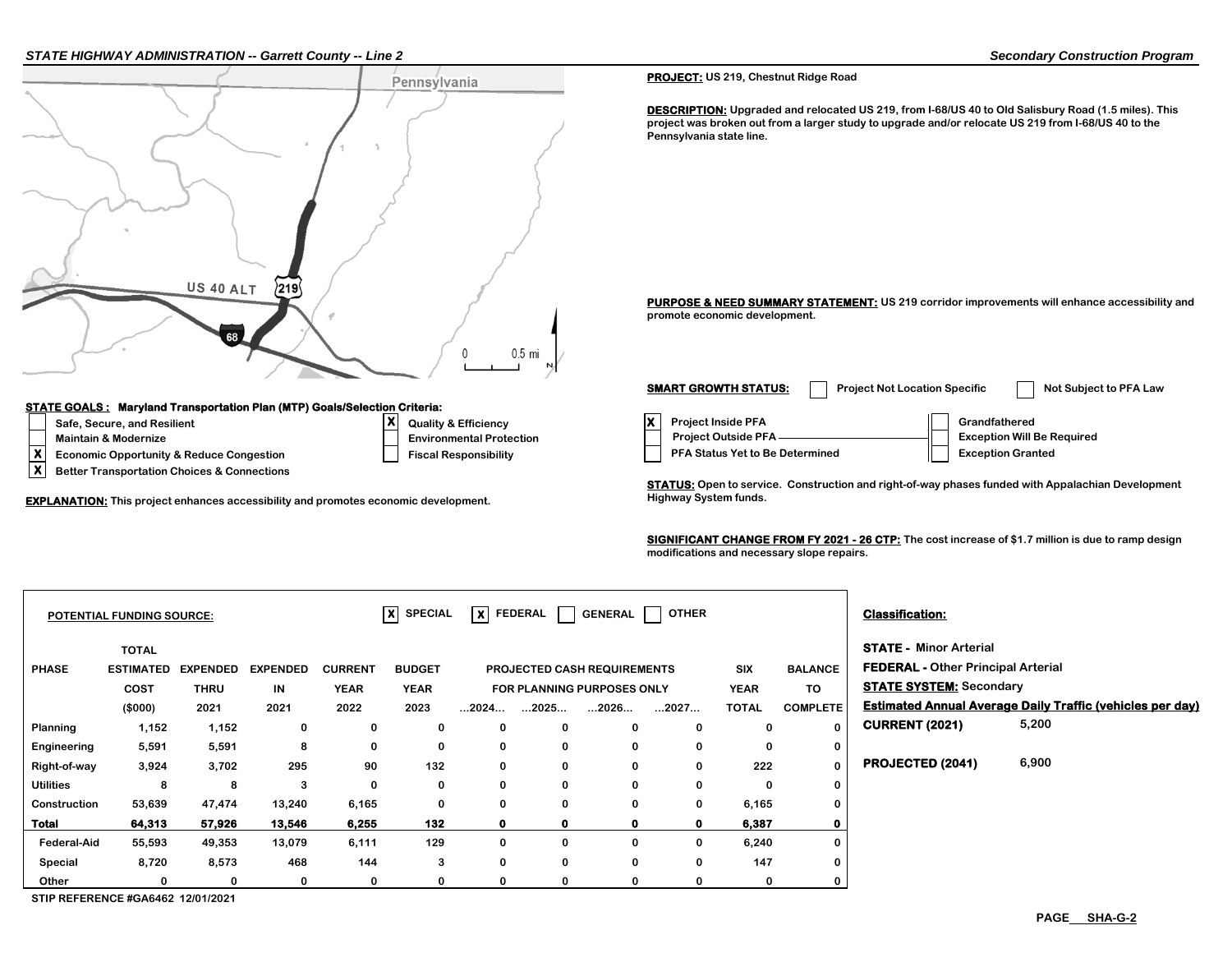**PROJECT:** US 219, Chestnut Ridge Road

**DESCRIPTION:** Upgraded and relocated US 219, from I-68/US 40 to Old Salisbury Road (1.5 miles). This project was broken out from a larger study to upgrade and/or relocate US 219 from I-68/US 40 to the Pennsylvania state line.

**PURPOSE & NEED SUMMARY STATEMENT:** US 219 corridor improvements will enhance accessibility and promote economic development.

**SMART GROWTH STATUS:**

- [ ] Project Not Location Specific
- [ ] Not Subject to PFA Law
- [X] Project Inside PFA
- [ ] Project Outside PFA
- [ ] PFA Status Yet to Be Determined
- [ ] Grandfathered
- [ ] Exception Will Be Required
- [ ] Exception Granted

**STATUS:** Open to service. Construction and right-of-way phases funded with Appalachian Development Highway System funds.

**SIGNIFICANT CHANGE FROM FY 2021 - 26 CTP:** The cost increase of $1.7 million is due to ramp design modifications and necessary slope repairs.

**STATE GOALS : Maryland Transportation Plan (MTP) Goals/Selection Criteria:**

- [ ] Safe, Secure, and Resilient
- [ ] Maintain & Modernize
- [X] Economic Opportunity & Reduce Congestion
- [X] Better Transportation Choices & Connections
- [X] Quality & Efficiency
- [ ] Environmental Protection
- [ ] Fiscal Responsibility

**EXPLANATION:** This project enhances accessibility and promotes economic development.

**POTENTIAL FUNDING SOURCE:** [X] SPECIAL [X] FEDERAL [ ] GENERAL [ ] OTHER

| PHASE | TOTAL ESTIMATED COST ($000) | EXPENDED THRU 2021 | EXPENDED IN 2021 | CURRENT YEAR 2022 | BUDGET YEAR 2023 | PROJECTED CASH REQUIREMENTS FOR PLANNING PURPOSES ONLY ...2024... | ...2025... | ...2026... | ...2027... | SIX YEAR TOTAL | BALANCE TO COMPLETE |
|---|---|---|---|---|---|---|---|---|---|---|---|
| Planning | 1,152 | 1,152 | 0 | 0 | 0 | 0 | 0 | 0 | 0 | 0 | 0 |
| Engineering | 5,591 | 5,591 | 8 | 0 | 0 | 0 | 0 | 0 | 0 | 0 | 0 |
| Right-of-way | 3,924 | 3,702 | 295 | 90 | 132 | 0 | 0 | 0 | 0 | 222 | 0 |
| Utilities | 8 | 8 | 3 | 0 | 0 | 0 | 0 | 0 | 0 | 0 | 0 |
| Construction | 53,639 | 47,474 | 13,240 | 6,165 | 0 | 0 | 0 | 0 | 0 | 6,165 | 0 |
| **Total** | **64,313** | **57,926** | **13,546** | **6,255** | **132** | **0** | **0** | **0** | **0** | **6,387** | **0** |
| Federal-Aid | 55,593 | 49,353 | 13,079 | 6,111 | 129 | 0 | 0 | 0 | 0 | 6,240 | 0 |
| Special | 8,720 | 8,573 | 468 | 144 | 3 | 0 | 0 | 0 | 0 | 147 | 0 |
| Other | 0 | 0 | 0 | 0 | 0 | 0 | 0 | 0 | 0 | 0 | 0 |

STIP REFERENCE #GA6462 12/01/2021

**Classification:**

**STATE -** Minor Arterial

**FEDERAL -** Other Principal Arterial

**STATE SYSTEM:** Secondary

**Estimated Annual Average Daily Traffic (vehicles per day)**

**CURRENT (2021)** 5,200

**PROJECTED (2041)** 6,900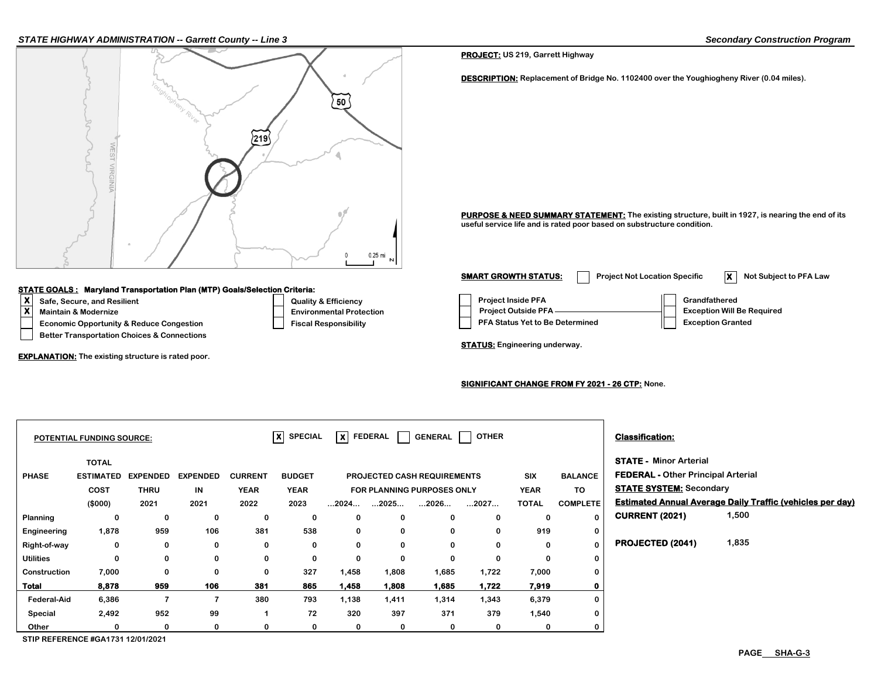**PROJECT:** US 219, Garrett Highway

**DESCRIPTION:** Replacement of Bridge No. 1102400 over the Youghiogheny River (0.04 miles).

**PURPOSE & NEED SUMMARY STATEMENT:** The existing structure, built in 1927, is nearing the end of its useful service life and is rated poor based on substructure condition.

**SMART GROWTH STATUS:** [ ] Project Not Location Specific [X] Not Subject to PFA Law

- [ ] Project Inside PFA
- [ ] Project Outside PFA
- [ ] PFA Status Yet to Be Determined
- [ ] Grandfathered
- [ ] Exception Will Be Required
- [ ] Exception Granted

**STATE GOALS : Maryland Transportation Plan (MTP) Goals/Selection Criteria:**

- [X] Safe, Secure, and Resilient
- [X] Maintain & Modernize
- [ ] Economic Opportunity & Reduce Congestion
- [ ] Better Transportation Choices & Connections
- [ ] Quality & Efficiency
- [ ] Environmental Protection
- [ ] Fiscal Responsibility

**EXPLANATION:** The existing structure is rated poor.

**STATUS:** Engineering underway.

**SIGNIFICANT CHANGE FROM FY 2021 - 26 CTP:** None.

**POTENTIAL FUNDING SOURCE:** [X] SPECIAL [X] FEDERAL [ ] GENERAL [ ] OTHER

| PHASE | TOTAL ESTIMATED COST ($000) | EXPENDED THRU 2021 | EXPENDED IN 2021 | CURRENT YEAR 2022 | BUDGET YEAR 2023 | ...2024... | ...2025... | ...2026... | ...2027... | SIX YEAR TOTAL | BALANCE TO COMPLETE |
|---|---|---|---|---|---|---|---|---|---|---|---|
| | | | | | | PROJECTED CASH REQUIREMENTS FOR PLANNING PURPOSES ONLY | | | | | |
| Planning | 0 | 0 | 0 | 0 | 0 | 0 | 0 | 0 | 0 | 0 | 0 |
| Engineering | 1,878 | 959 | 106 | 381 | 538 | 0 | 0 | 0 | 0 | 919 | 0 |
| Right-of-way | 0 | 0 | 0 | 0 | 0 | 0 | 0 | 0 | 0 | 0 | 0 |
| Utilities | 0 | 0 | 0 | 0 | 0 | 0 | 0 | 0 | 0 | 0 | 0 |
| Construction | 7,000 | 0 | 0 | 0 | 327 | 1,458 | 1,808 | 1,685 | 1,722 | 7,000 | 0 |
| **Total** | **8,878** | **959** | **106** | **381** | **865** | **1,458** | **1,808** | **1,685** | **1,722** | **7,919** | **0** |
| Federal-Aid | 6,386 | 7 | 7 | 380 | 793 | 1,138 | 1,411 | 1,314 | 1,343 | 6,379 | 0 |
| Special | 2,492 | 952 | 99 | 1 | 72 | 320 | 397 | 371 | 379 | 1,540 | 0 |
| Other | 0 | 0 | 0 | 0 | 0 | 0 | 0 | 0 | 0 | 0 | 0 |

STIP REFERENCE #GA1731 12/01/2021

**Classification:**

**STATE -** Minor Arterial
**FEDERAL -** Other Principal Arterial
**STATE SYSTEM:** Secondary

**Estimated Annual Average Daily Traffic (vehicles per day)**

| | |
|---|---|
| **CURRENT (2021)** | 1,500 |
| **PROJECTED (2041)** | 1,835 |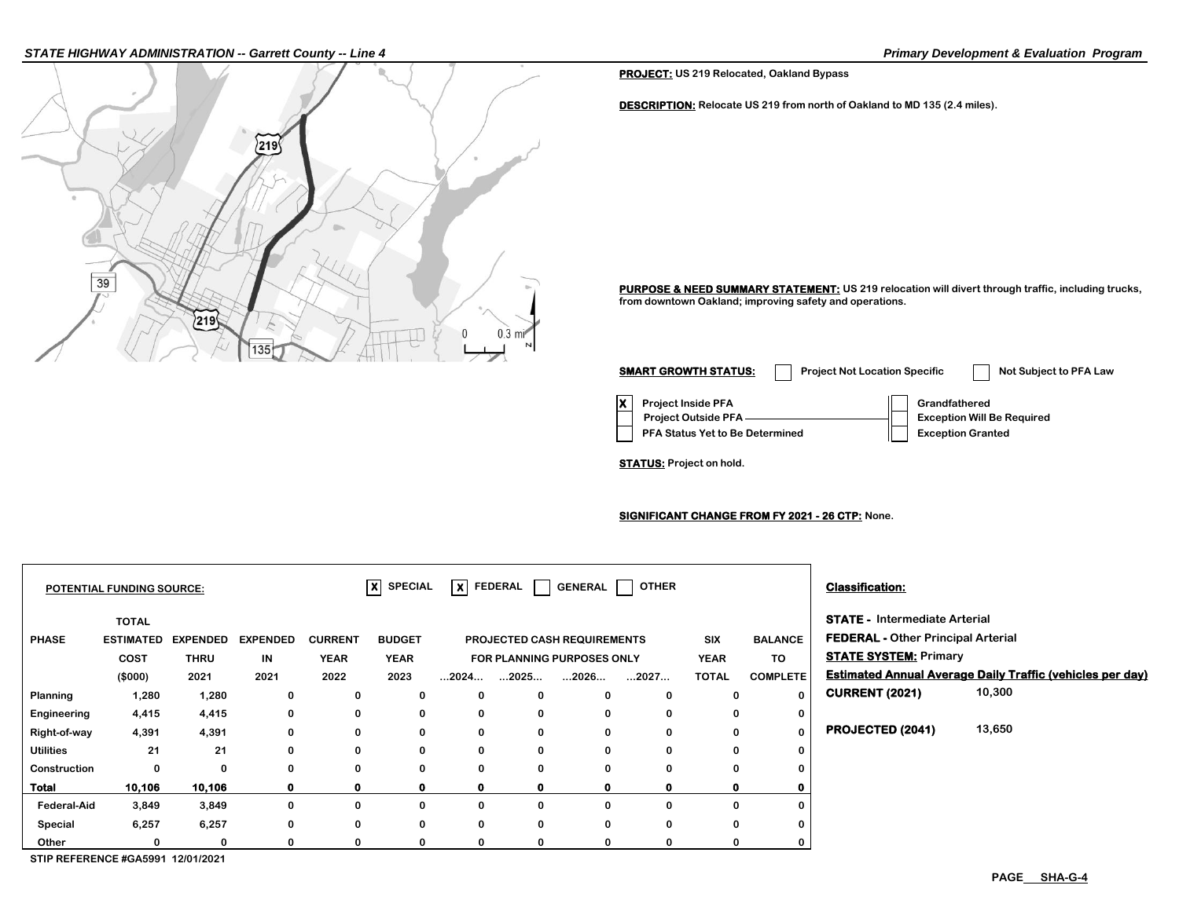**PROJECT:** US 219 Relocated, Oakland Bypass

**DESCRIPTION:** Relocate US 219 from north of Oakland to MD 135 (2.4 miles).

**PURPOSE & NEED SUMMARY STATEMENT:** US 219 relocation will divert through traffic, including trucks, from downtown Oakland; improving safety and operations.

**SMART GROWTH STATUS:** [ ] Project Not Location Specific [ ] Not Subject to PFA Law

- [X] Project Inside PFA
- [ ] Project Outside PFA
- [ ] PFA Status Yet to Be Determined

- [ ] Grandfathered
- [ ] Exception Will Be Required
- [ ] Exception Granted

**STATUS:** Project on hold.

**SIGNIFICANT CHANGE FROM FY 2021 - 26 CTP:** None.

**POTENTIAL FUNDING SOURCE:** [X] SPECIAL [X] FEDERAL [ ] GENERAL [ ] OTHER

| PHASE | TOTAL ESTIMATED COST ($000) | EXPENDED THRU 2021 | EXPENDED IN 2021 | CURRENT YEAR 2022 | BUDGET YEAR 2023 | PROJECTED CASH REQUIREMENTS FOR PLANNING PURPOSES ONLY ...2024... | ...2025... | ...2026... | ...2027... | SIX YEAR TOTAL | BALANCE TO COMPLETE |
|---|---|---|---|---|---|---|---|---|---|---|---|
| Planning | 1,280 | 1,280 | 0 | 0 | 0 | 0 | 0 | 0 | 0 | 0 | 0 |
| Engineering | 4,415 | 4,415 | 0 | 0 | 0 | 0 | 0 | 0 | 0 | 0 | 0 |
| Right-of-way | 4,391 | 4,391 | 0 | 0 | 0 | 0 | 0 | 0 | 0 | 0 | 0 |
| Utilities | 21 | 21 | 0 | 0 | 0 | 0 | 0 | 0 | 0 | 0 | 0 |
| Construction | 0 | 0 | 0 | 0 | 0 | 0 | 0 | 0 | 0 | 0 | 0 |
| **Total** | **10,106** | **10,106** | **0** | **0** | **0** | **0** | **0** | **0** | **0** | **0** | **0** |
| Federal-Aid | 3,849 | 3,849 | 0 | 0 | 0 | 0 | 0 | 0 | 0 | 0 | 0 |
| Special | 6,257 | 6,257 | 0 | 0 | 0 | 0 | 0 | 0 | 0 | 0 | 0 |
| Other | 0 | 0 | 0 | 0 | 0 | 0 | 0 | 0 | 0 | 0 | 0 |

STIP REFERENCE #GA5991 12/01/2021

**Classification:**

**STATE -** Intermediate Arterial

**FEDERAL -** Other Principal Arterial

**STATE SYSTEM:** Primary

**Estimated Annual Average Daily Traffic (vehicles per day)**

**CURRENT (2021)** 10,300

**PROJECTED (2041)** 13,650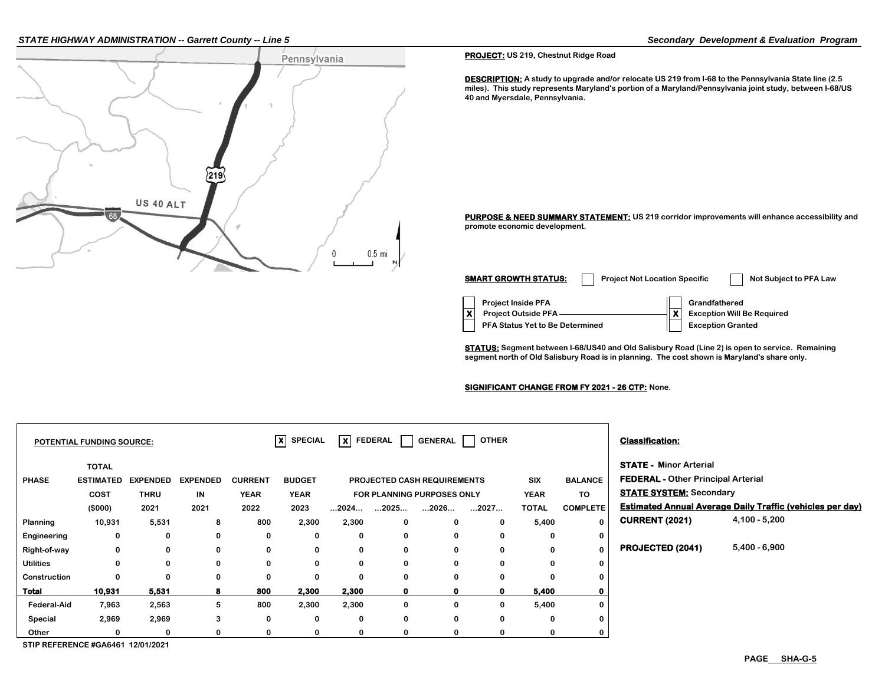**PROJECT:** US 219, Chestnut Ridge Road

**DESCRIPTION:** A study to upgrade and/or relocate US 219 from I-68 to the Pennsylvania State line (2.5 miles). This study represents Maryland's portion of a Maryland/Pennsylvania joint study, between I-68/US 40 and Myersdale, Pennsylvania.

**PURPOSE & NEED SUMMARY STATEMENT:** US 219 corridor improvements will enhance accessibility and promote economic development.

**SMART GROWTH STATUS:** [ ] Project Not Location Specific [ ] Not Subject to PFA Law

- [ ] Project Inside PFA
- [X] Project Outside PFA
- [ ] PFA Status Yet to Be Determined
- [ ] Grandfathered
- [X] Exception Will Be Required
- [ ] Exception Granted

**STATUS:** Segment between I-68/US40 and Old Salisbury Road (Line 2) is open to service. Remaining segment north of Old Salisbury Road is in planning. The cost shown is Maryland's share only.

**SIGNIFICANT CHANGE FROM FY 2021 - 26 CTP:** None.

**POTENTIAL FUNDING SOURCE:** [X] SPECIAL [X] FEDERAL [ ] GENERAL [ ] OTHER

| PHASE | TOTAL ESTIMATED COST ($000) | EXPENDED THRU 2021 | EXPENDED IN 2021 | CURRENT YEAR 2022 | BUDGET YEAR 2023 | ...2024... | ...2025... | ...2026... | ...2027... | SIX YEAR TOTAL | BALANCE TO COMPLETE |
|---|---|---|---|---|---|---|---|---|---|---|---|
| | | | | | | PROJECTED CASH REQUIREMENTS FOR PLANNING PURPOSES ONLY | | | | | |
| Planning | 10,931 | 5,531 | 8 | 800 | 2,300 | 2,300 | 0 | 0 | 0 | 5,400 | 0 |
| Engineering | 0 | 0 | 0 | 0 | 0 | 0 | 0 | 0 | 0 | 0 | 0 |
| Right-of-way | 0 | 0 | 0 | 0 | 0 | 0 | 0 | 0 | 0 | 0 | 0 |
| Utilities | 0 | 0 | 0 | 0 | 0 | 0 | 0 | 0 | 0 | 0 | 0 |
| Construction | 0 | 0 | 0 | 0 | 0 | 0 | 0 | 0 | 0 | 0 | 0 |
| **Total** | **10,931** | **5,531** | **8** | **800** | **2,300** | **2,300** | **0** | **0** | **0** | **5,400** | **0** |
| Federal-Aid | 7,963 | 2,563 | 5 | 800 | 2,300 | 2,300 | 0 | 0 | 0 | 5,400 | 0 |
| Special | 2,969 | 2,969 | 3 | 0 | 0 | 0 | 0 | 0 | 0 | 0 | 0 |
| Other | 0 | 0 | 0 | 0 | 0 | 0 | 0 | 0 | 0 | 0 | 0 |

STIP REFERENCE #GA6461 12/01/2021

**Classification:**

**STATE -** Minor Arterial

**FEDERAL -** Other Principal Arterial

**STATE SYSTEM:** Secondary

**Estimated Annual Average Daily Traffic (vehicles per day)**

**CURRENT (2021)** 4,100 - 5,200

**PROJECTED (2041)** 5,400 - 6,900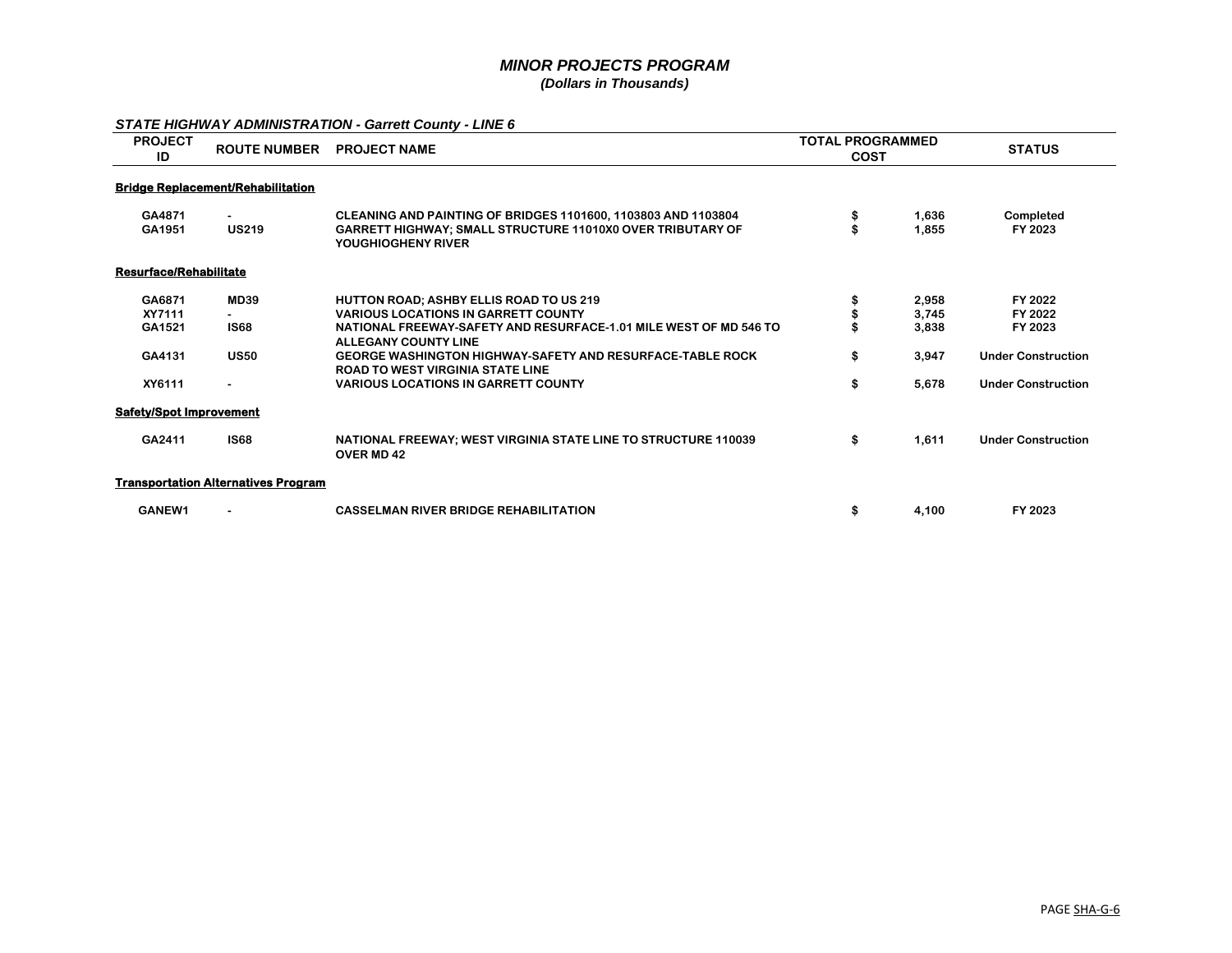# *MINOR PROJECTS PROGRAM*

***(Dollars in Thousands)***

***STATE HIGHWAY ADMINISTRATION - Garrett County - LINE 6***

| PROJECT ID | ROUTE NUMBER | PROJECT NAME | TOTAL PROGRAMMED COST | | STATUS |
|---|---|---|---|---|---|
| **Bridge Replacement/Rehabilitation** | | | | | |
| GA4871 | - | CLEANING AND PAINTING OF BRIDGES 1101600, 1103803 AND 1103804 | $ | 1,636 | Completed |
| GA1951 | US219 | GARRETT HIGHWAY; SMALL STRUCTURE 11010X0 OVER TRIBUTARY OF YOUGHIOGHENY RIVER | $ | 1,855 | FY 2023 |
| **Resurface/Rehabilitate** | | | | | |
| GA6871 | MD39 | HUTTON ROAD; ASHBY ELLIS ROAD TO US 219 | $ | 2,958 | FY 2022 |
| XY7111 | - | VARIOUS LOCATIONS IN GARRETT COUNTY | $ | 3,745 | FY 2022 |
| GA1521 | IS68 | NATIONAL FREEWAY-SAFETY AND RESURFACE-1.01 MILE WEST OF MD 546 TO ALLEGANY COUNTY LINE | $ | 3,838 | FY 2023 |
| GA4131 | US50 | GEORGE WASHINGTON HIGHWAY-SAFETY AND RESURFACE-TABLE ROCK ROAD TO WEST VIRGINIA STATE LINE | $ | 3,947 | Under Construction |
| XY6111 | - | VARIOUS LOCATIONS IN GARRETT COUNTY | $ | 5,678 | Under Construction |
| **Safety/Spot Improvement** | | | | | |
| GA2411 | IS68 | NATIONAL FREEWAY; WEST VIRGINIA STATE LINE TO STRUCTURE 110039 OVER MD 42 | $ | 1,611 | Under Construction |
| **Transportation Alternatives Program** | | | | | |
| GANEW1 | - | CASSELMAN RIVER BRIDGE REHABILITATION | $ | 4,100 | FY 2023 |